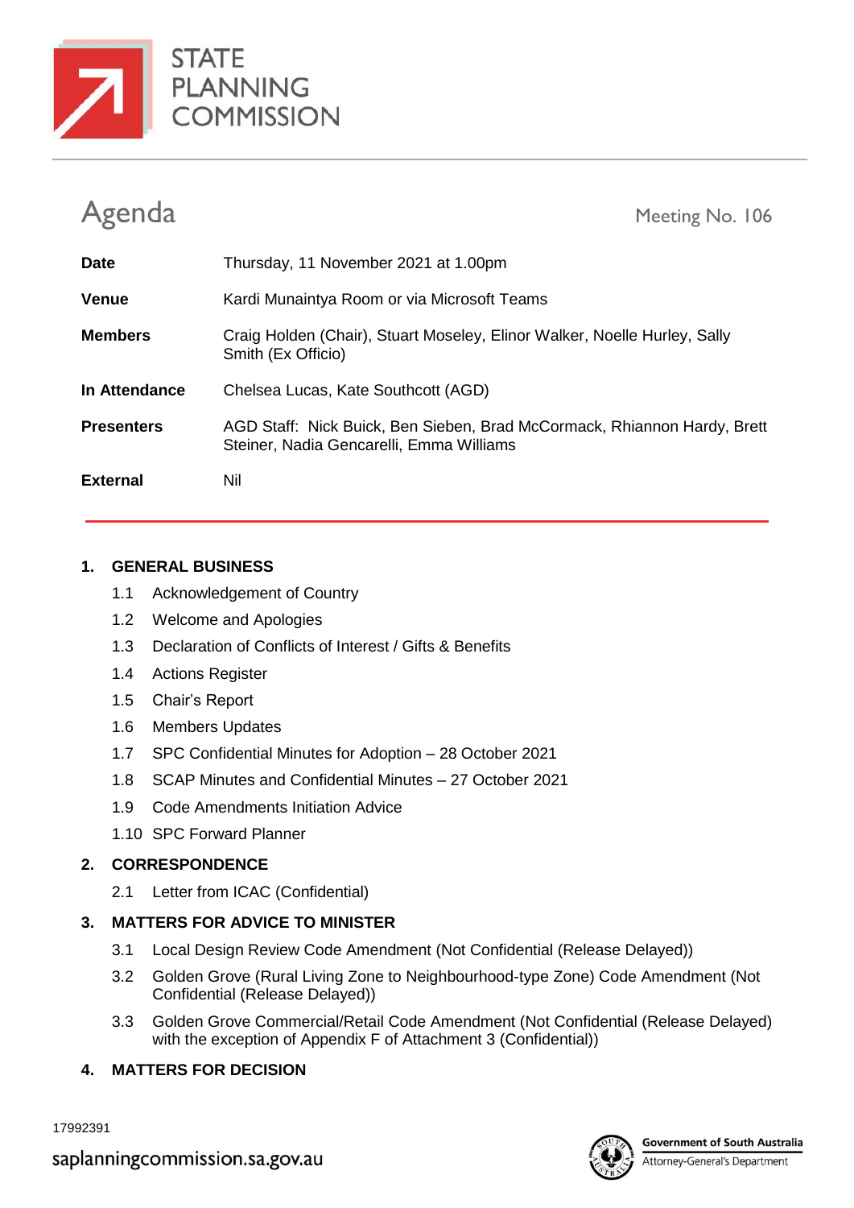STATE PLANNING COMMISSION

# Agenda

Meeting No. 106

| | |
|---|---|
| **Date** | Thursday, 11 November 2021 at 1.00pm |
| **Venue** | Kardi Munaintya Room or via Microsoft Teams |
| **Members** | Craig Holden (Chair), Stuart Moseley, Elinor Walker, Noelle Hurley, Sally Smith (Ex Officio) |
| **In Attendance** | Chelsea Lucas, Kate Southcott (AGD) |
| **Presenters** | AGD Staff: Nick Buick, Ben Sieben, Brad McCormack, Rhiannon Hardy, Brett Steiner, Nadia Gencarelli, Emma Williams |
| **External** | Nil |

## 1. GENERAL BUSINESS

- 1.1 Acknowledgement of Country
- 1.2 Welcome and Apologies
- 1.3 Declaration of Conflicts of Interest / Gifts & Benefits
- 1.4 Actions Register
- 1.5 Chair's Report
- 1.6 Members Updates
- 1.7 SPC Confidential Minutes for Adoption – 28 October 2021
- 1.8 SCAP Minutes and Confidential Minutes – 27 October 2021
- 1.9 Code Amendments Initiation Advice
- 1.10 SPC Forward Planner

## 2. CORRESPONDENCE

- 2.1 Letter from ICAC (Confidential)

## 3. MATTERS FOR ADVICE TO MINISTER

- 3.1 Local Design Review Code Amendment (Not Confidential (Release Delayed))
- 3.2 Golden Grove (Rural Living Zone to Neighbourhood-type Zone) Code Amendment (Not Confidential (Release Delayed))
- 3.3 Golden Grove Commercial/Retail Code Amendment (Not Confidential (Release Delayed) with the exception of Appendix F of Attachment 3 (Confidential))

## 4. MATTERS FOR DECISION

17992391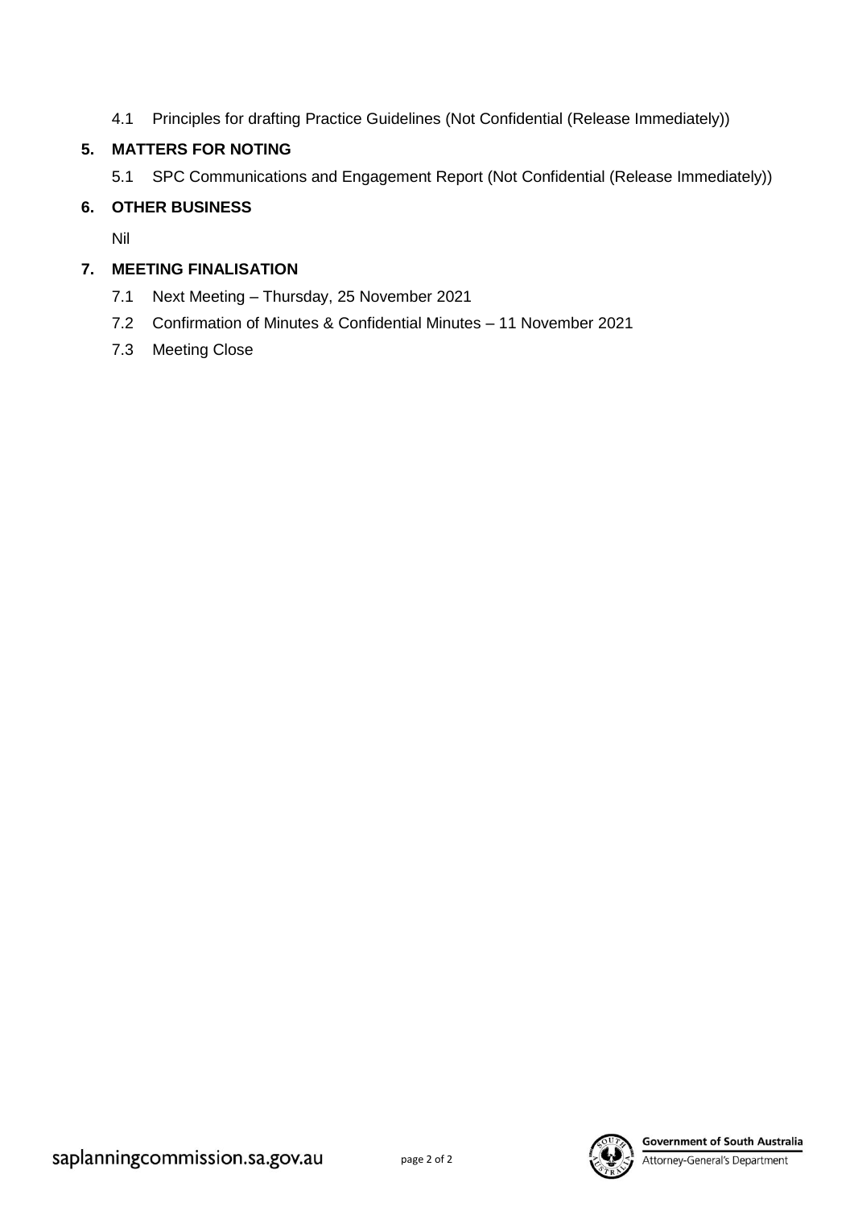4.1 Principles for drafting Practice Guidelines (Not Confidential (Release Immediately))

## 5. MATTERS FOR NOTING

5.1 SPC Communications and Engagement Report (Not Confidential (Release Immediately))

## 6. OTHER BUSINESS

Nil

## 7. MEETING FINALISATION

7.1 Next Meeting – Thursday, 25 November 2021

7.2 Confirmation of Minutes & Confidential Minutes – 11 November 2021

7.3 Meeting Close